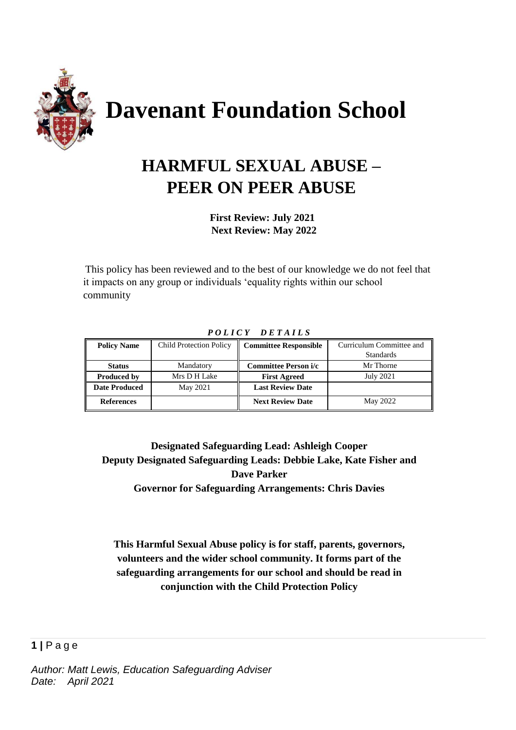# Davenant Foundation School

## HARMFUL SEXUAL ABUSE – PEER ON PEER ABUSE

**First Review: July 2021**
**Next Review: May 2022**

This policy has been reviewed and to the best of our knowledge we do not feel that it impacts on any group or individuals 'equality rights within our school community

***POLICY DETAILS***

| **Policy Name** | Child Protection Policy | **Committee Responsible** | Curriculum Committee and Standards |
|---|---|---|---|
| **Status** | Mandatory | **Committee Person i/c** | Mr Thorne |
| **Produced by** | Mrs D H Lake | **First Agreed** | July 2021 |
| **Date Produced** | May 2021 | **Last Review Date** | |
| **References** | | **Next Review Date** | May 2022 |

**Designated Safeguarding Lead: Ashleigh Cooper**
**Deputy Designated Safeguarding Leads: Debbie Lake, Kate Fisher and Dave Parker**
**Governor for Safeguarding Arrangements: Chris Davies**

**This Harmful Sexual Abuse policy is for staff, parents, governors, volunteers and the wider school community. It forms part of the safeguarding arrangements for our school and should be read in conjunction with the Child Protection Policy**

*Author: Matt Lewis, Education Safeguarding Adviser*
*Date: April 2021*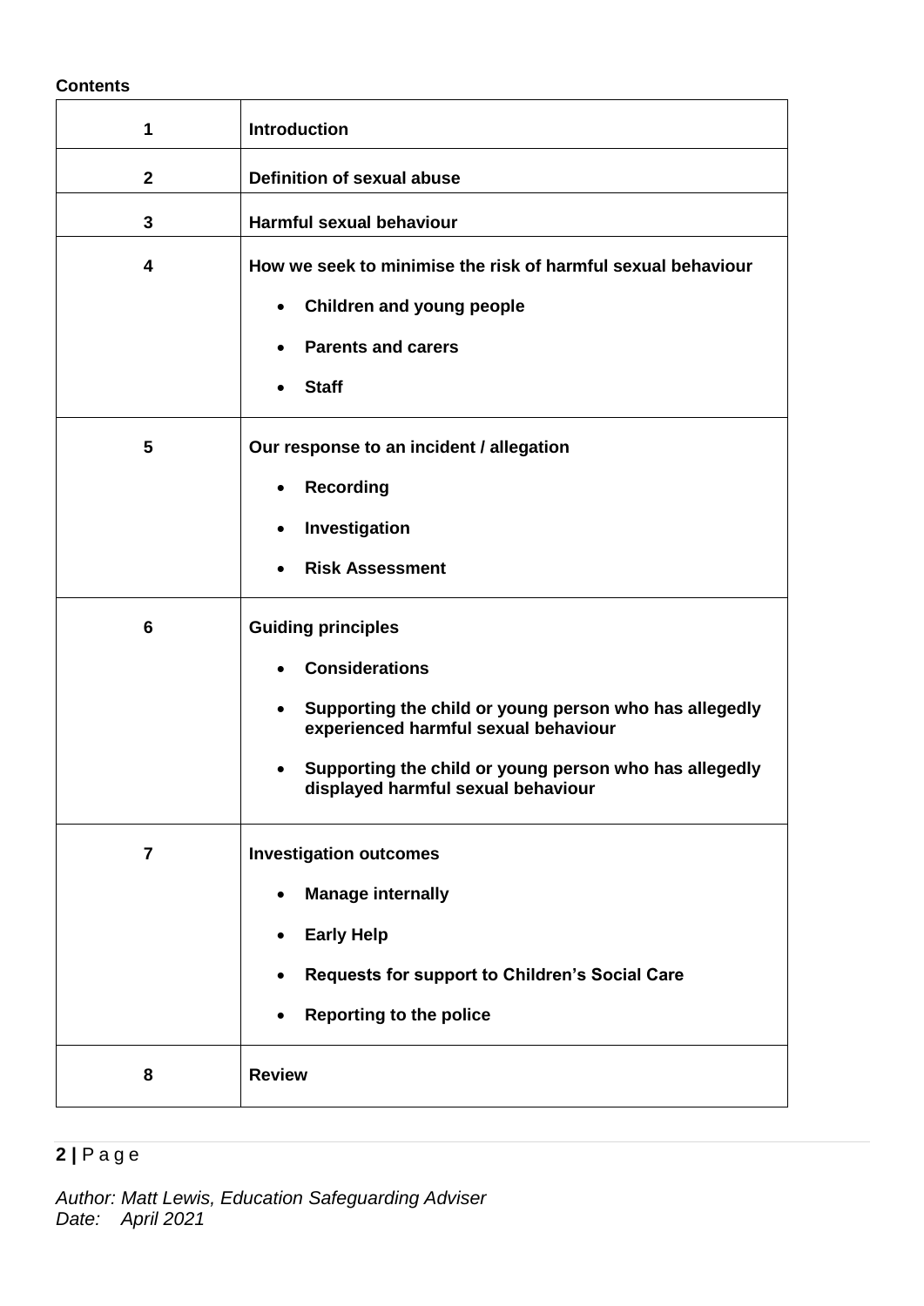**Contents**

| | |
|---|---|
| **1** | **Introduction** |
| **2** | **Definition of sexual abuse** |
| **3** | **Harmful sexual behaviour** |
| **4** | **How we seek to minimise the risk of harmful sexual behaviour**<br>• **Children and young people**<br>• **Parents and carers**<br>• **Staff** |
| **5** | **Our response to an incident / allegation**<br>• **Recording**<br>• **Investigation**<br>• **Risk Assessment** |
| **6** | **Guiding principles**<br>• **Considerations**<br>• **Supporting the child or young person who has allegedly experienced harmful sexual behaviour**<br>• **Supporting the child or young person who has allegedly displayed harmful sexual behaviour** |
| **7** | **Investigation outcomes**<br>• **Manage internally**<br>• **Early Help**<br>• **Requests for support to Children's Social Care**<br>• **Reporting to the police** |
| **8** | **Review** |

*Author: Matt Lewis, Education Safeguarding Adviser*
*Date: April 2021*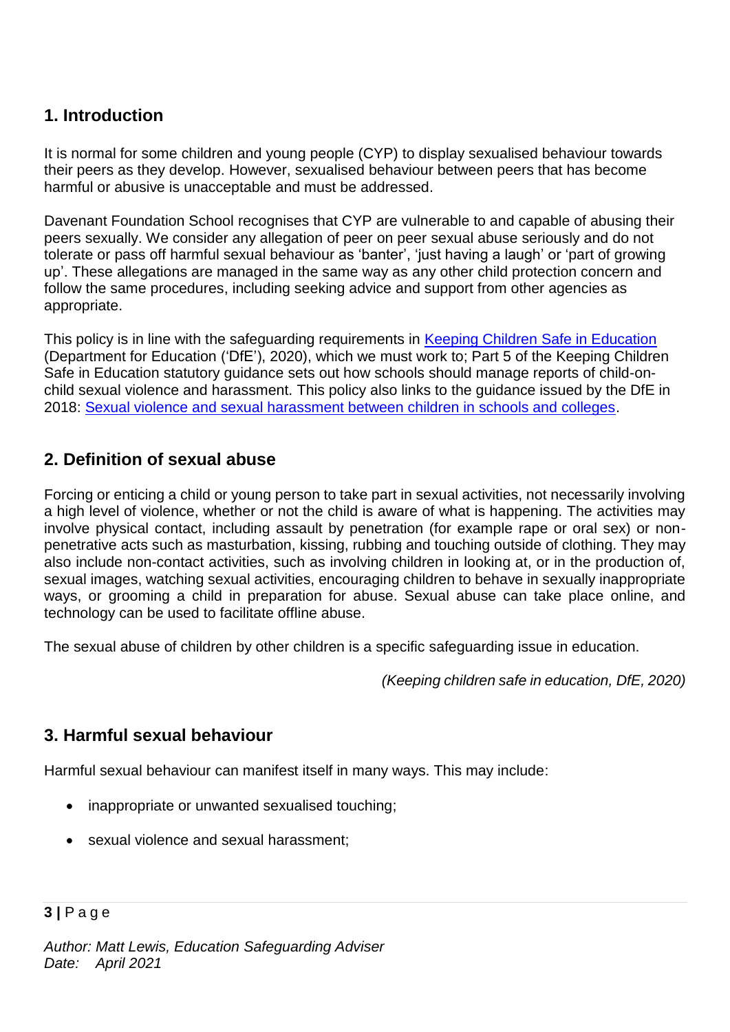## 1. Introduction

It is normal for some children and young people (CYP) to display sexualised behaviour towards their peers as they develop. However, sexualised behaviour between peers that has become harmful or abusive is unacceptable and must be addressed.

Davenant Foundation School recognises that CYP are vulnerable to and capable of abusing their peers sexually. We consider any allegation of peer on peer sexual abuse seriously and do not tolerate or pass off harmful sexual behaviour as 'banter', 'just having a laugh' or 'part of growing up'. These allegations are managed in the same way as any other child protection concern and follow the same procedures, including seeking advice and support from other agencies as appropriate.

This policy is in line with the safeguarding requirements in [Keeping Children Safe in Education](#) (Department for Education ('DfE'), 2020), which we must work to; Part 5 of the Keeping Children Safe in Education statutory guidance sets out how schools should manage reports of child-on-child sexual violence and harassment. This policy also links to the guidance issued by the DfE in 2018: [Sexual violence and sexual harassment between children in schools and colleges](#).

## 2. Definition of sexual abuse

Forcing or enticing a child or young person to take part in sexual activities, not necessarily involving a high level of violence, whether or not the child is aware of what is happening. The activities may involve physical contact, including assault by penetration (for example rape or oral sex) or non-penetrative acts such as masturbation, kissing, rubbing and touching outside of clothing. They may also include non-contact activities, such as involving children in looking at, or in the production of, sexual images, watching sexual activities, encouraging children to behave in sexually inappropriate ways, or grooming a child in preparation for abuse. Sexual abuse can take place online, and technology can be used to facilitate offline abuse.

The sexual abuse of children by other children is a specific safeguarding issue in education.

*(Keeping children safe in education, DfE, 2020)*

## 3. Harmful sexual behaviour

Harmful sexual behaviour can manifest itself in many ways. This may include:

- inappropriate or unwanted sexualised touching;
- sexual violence and sexual harassment;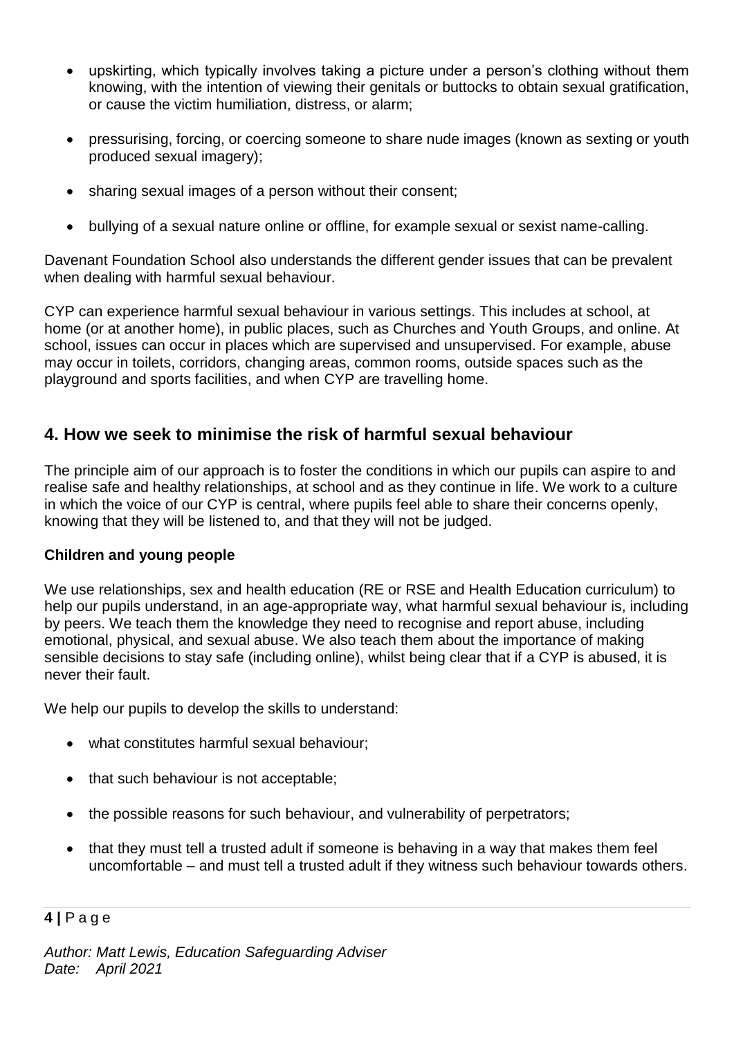- upskirting, which typically involves taking a picture under a person's clothing without them knowing, with the intention of viewing their genitals or buttocks to obtain sexual gratification, or cause the victim humiliation, distress, or alarm;
- pressurising, forcing, or coercing someone to share nude images (known as sexting or youth produced sexual imagery);
- sharing sexual images of a person without their consent;
- bullying of a sexual nature online or offline, for example sexual or sexist name-calling.

Davenant Foundation School also understands the different gender issues that can be prevalent when dealing with harmful sexual behaviour.

CYP can experience harmful sexual behaviour in various settings. This includes at school, at home (or at another home), in public places, such as Churches and Youth Groups, and online. At school, issues can occur in places which are supervised and unsupervised. For example, abuse may occur in toilets, corridors, changing areas, common rooms, outside spaces such as the playground and sports facilities, and when CYP are travelling home.

## 4. How we seek to minimise the risk of harmful sexual behaviour

The principle aim of our approach is to foster the conditions in which our pupils can aspire to and realise safe and healthy relationships, at school and as they continue in life. We work to a culture in which the voice of our CYP is central, where pupils feel able to share their concerns openly, knowing that they will be listened to, and that they will not be judged.

### Children and young people

We use relationships, sex and health education (RE or RSE and Health Education curriculum) to help our pupils understand, in an age-appropriate way, what harmful sexual behaviour is, including by peers. We teach them the knowledge they need to recognise and report abuse, including emotional, physical, and sexual abuse. We also teach them about the importance of making sensible decisions to stay safe (including online), whilst being clear that if a CYP is abused, it is never their fault.

We help our pupils to develop the skills to understand:

- what constitutes harmful sexual behaviour;
- that such behaviour is not acceptable;
- the possible reasons for such behaviour, and vulnerability of perpetrators;
- that they must tell a trusted adult if someone is behaving in a way that makes them feel uncomfortable – and must tell a trusted adult if they witness such behaviour towards others.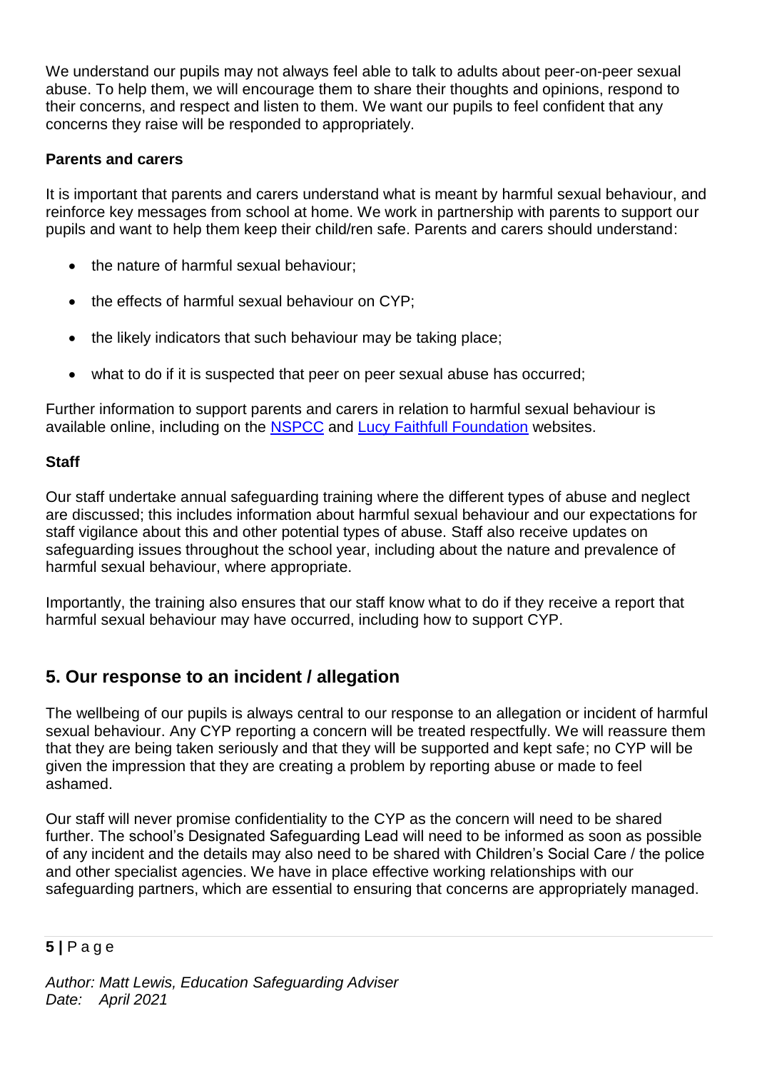We understand our pupils may not always feel able to talk to adults about peer-on-peer sexual abuse. To help them, we will encourage them to share their thoughts and opinions, respond to their concerns, and respect and listen to them. We want our pupils to feel confident that any concerns they raise will be responded to appropriately.

**Parents and carers**

It is important that parents and carers understand what is meant by harmful sexual behaviour, and reinforce key messages from school at home. We work in partnership with parents to support our pupils and want to help them keep their child/ren safe. Parents and carers should understand:

- the nature of harmful sexual behaviour;
- the effects of harmful sexual behaviour on CYP;
- the likely indicators that such behaviour may be taking place;
- what to do if it is suspected that peer on peer sexual abuse has occurred;

Further information to support parents and carers in relation to harmful sexual behaviour is available online, including on the NSPCC and Lucy Faithfull Foundation websites.

**Staff**

Our staff undertake annual safeguarding training where the different types of abuse and neglect are discussed; this includes information about harmful sexual behaviour and our expectations for staff vigilance about this and other potential types of abuse. Staff also receive updates on safeguarding issues throughout the school year, including about the nature and prevalence of harmful sexual behaviour, where appropriate.

Importantly, the training also ensures that our staff know what to do if they receive a report that harmful sexual behaviour may have occurred, including how to support CYP.

## 5. Our response to an incident / allegation

The wellbeing of our pupils is always central to our response to an allegation or incident of harmful sexual behaviour. Any CYP reporting a concern will be treated respectfully. We will reassure them that they are being taken seriously and that they will be supported and kept safe; no CYP will be given the impression that they are creating a problem by reporting abuse or made to feel ashamed.

Our staff will never promise confidentiality to the CYP as the concern will need to be shared further. The school's Designated Safeguarding Lead will need to be informed as soon as possible of any incident and the details may also need to be shared with Children's Social Care / the police and other specialist agencies. We have in place effective working relationships with our safeguarding partners, which are essential to ensuring that concerns are appropriately managed.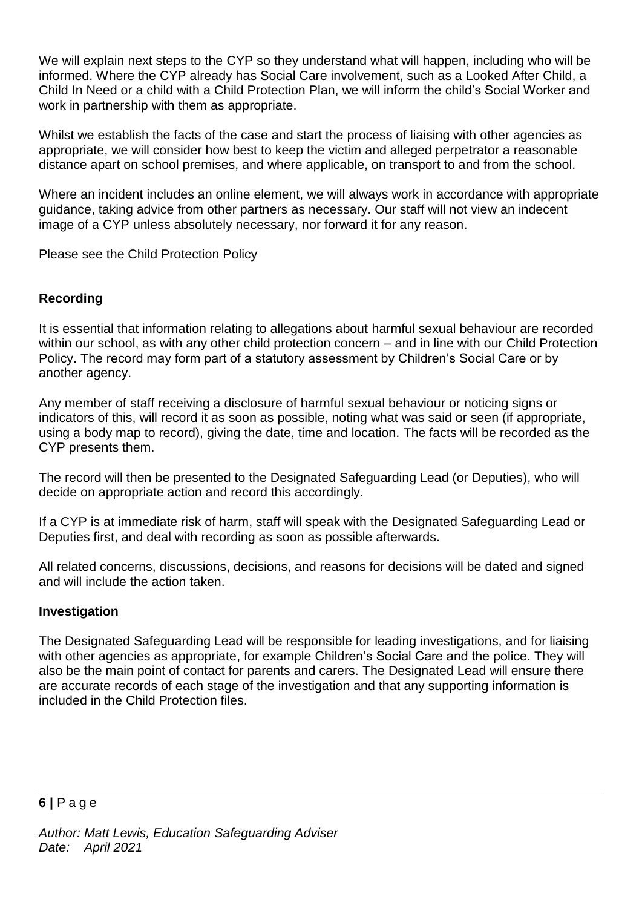We will explain next steps to the CYP so they understand what will happen, including who will be informed. Where the CYP already has Social Care involvement, such as a Looked After Child, a Child In Need or a child with a Child Protection Plan, we will inform the child's Social Worker and work in partnership with them as appropriate.

Whilst we establish the facts of the case and start the process of liaising with other agencies as appropriate, we will consider how best to keep the victim and alleged perpetrator a reasonable distance apart on school premises, and where applicable, on transport to and from the school.

Where an incident includes an online element, we will always work in accordance with appropriate guidance, taking advice from other partners as necessary. Our staff will not view an indecent image of a CYP unless absolutely necessary, nor forward it for any reason.

Please see the Child Protection Policy

**Recording**

It is essential that information relating to allegations about harmful sexual behaviour are recorded within our school, as with any other child protection concern – and in line with our Child Protection Policy. The record may form part of a statutory assessment by Children's Social Care or by another agency.

Any member of staff receiving a disclosure of harmful sexual behaviour or noticing signs or indicators of this, will record it as soon as possible, noting what was said or seen (if appropriate, using a body map to record), giving the date, time and location. The facts will be recorded as the CYP presents them.

The record will then be presented to the Designated Safeguarding Lead (or Deputies), who will decide on appropriate action and record this accordingly.

If a CYP is at immediate risk of harm, staff will speak with the Designated Safeguarding Lead or Deputies first, and deal with recording as soon as possible afterwards.

All related concerns, discussions, decisions, and reasons for decisions will be dated and signed and will include the action taken.

**Investigation**

The Designated Safeguarding Lead will be responsible for leading investigations, and for liaising with other agencies as appropriate, for example Children's Social Care and the police. They will also be the main point of contact for parents and carers. The Designated Lead will ensure there are accurate records of each stage of the investigation and that any supporting information is included in the Child Protection files.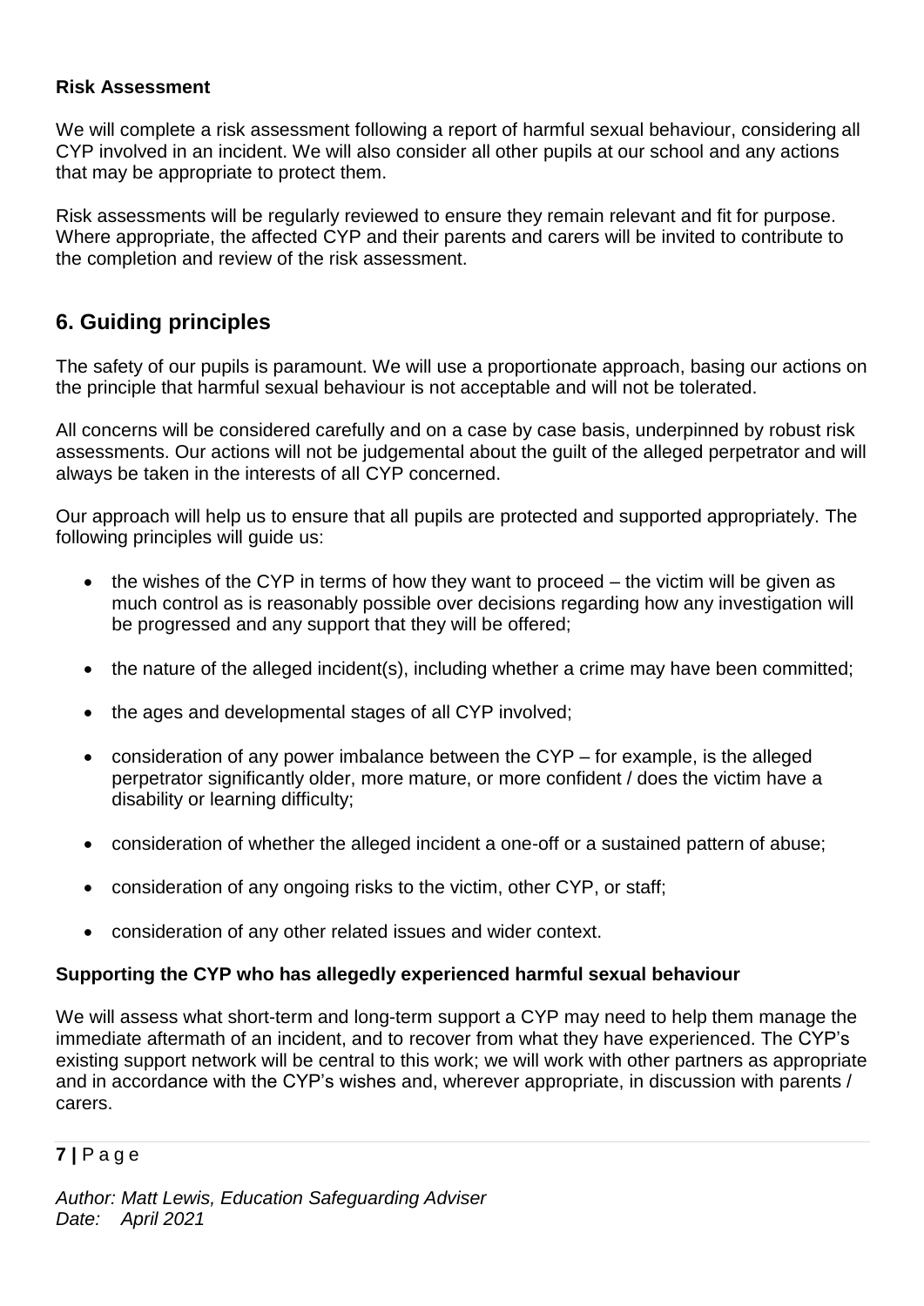**Risk Assessment**

We will complete a risk assessment following a report of harmful sexual behaviour, considering all CYP involved in an incident. We will also consider all other pupils at our school and any actions that may be appropriate to protect them.

Risk assessments will be regularly reviewed to ensure they remain relevant and fit for purpose. Where appropriate, the affected CYP and their parents and carers will be invited to contribute to the completion and review of the risk assessment.

## 6. Guiding principles

The safety of our pupils is paramount. We will use a proportionate approach, basing our actions on the principle that harmful sexual behaviour is not acceptable and will not be tolerated.

All concerns will be considered carefully and on a case by case basis, underpinned by robust risk assessments. Our actions will not be judgemental about the guilt of the alleged perpetrator and will always be taken in the interests of all CYP concerned.

Our approach will help us to ensure that all pupils are protected and supported appropriately. The following principles will guide us:

- the wishes of the CYP in terms of how they want to proceed – the victim will be given as much control as is reasonably possible over decisions regarding how any investigation will be progressed and any support that they will be offered;
- the nature of the alleged incident(s), including whether a crime may have been committed;
- the ages and developmental stages of all CYP involved;
- consideration of any power imbalance between the CYP – for example, is the alleged perpetrator significantly older, more mature, or more confident / does the victim have a disability or learning difficulty;
- consideration of whether the alleged incident a one-off or a sustained pattern of abuse;
- consideration of any ongoing risks to the victim, other CYP, or staff;
- consideration of any other related issues and wider context.

**Supporting the CYP who has allegedly experienced harmful sexual behaviour**

We will assess what short-term and long-term support a CYP may need to help them manage the immediate aftermath of an incident, and to recover from what they have experienced. The CYP's existing support network will be central to this work; we will work with other partners as appropriate and in accordance with the CYP's wishes and, wherever appropriate, in discussion with parents / carers.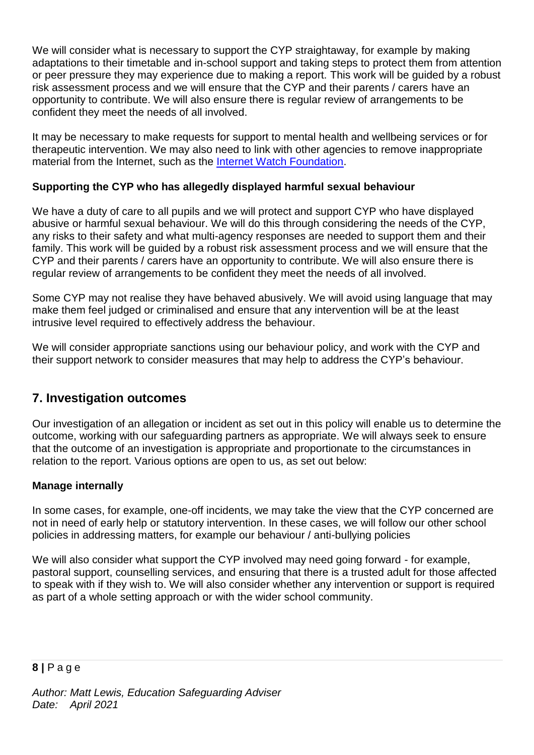We will consider what is necessary to support the CYP straightaway, for example by making adaptations to their timetable and in-school support and taking steps to protect them from attention or peer pressure they may experience due to making a report. This work will be guided by a robust risk assessment process and we will ensure that the CYP and their parents / carers have an opportunity to contribute. We will also ensure there is regular review of arrangements to be confident they meet the needs of all involved.

It may be necessary to make requests for support to mental health and wellbeing services or for therapeutic intervention. We may also need to link with other agencies to remove inappropriate material from the Internet, such as the Internet Watch Foundation.

**Supporting the CYP who has allegedly displayed harmful sexual behaviour**

We have a duty of care to all pupils and we will protect and support CYP who have displayed abusive or harmful sexual behaviour. We will do this through considering the needs of the CYP, any risks to their safety and what multi-agency responses are needed to support them and their family. This work will be guided by a robust risk assessment process and we will ensure that the CYP and their parents / carers have an opportunity to contribute. We will also ensure there is regular review of arrangements to be confident they meet the needs of all involved.

Some CYP may not realise they have behaved abusively. We will avoid using language that may make them feel judged or criminalised and ensure that any intervention will be at the least intrusive level required to effectively address the behaviour.

We will consider appropriate sanctions using our behaviour policy, and work with the CYP and their support network to consider measures that may help to address the CYP's behaviour.

## 7. Investigation outcomes

Our investigation of an allegation or incident as set out in this policy will enable us to determine the outcome, working with our safeguarding partners as appropriate. We will always seek to ensure that the outcome of an investigation is appropriate and proportionate to the circumstances in relation to the report. Various options are open to us, as set out below:

**Manage internally**

In some cases, for example, one-off incidents, we may take the view that the CYP concerned are not in need of early help or statutory intervention. In these cases, we will follow our other school policies in addressing matters, for example our behaviour / anti-bullying policies

We will also consider what support the CYP involved may need going forward - for example, pastoral support, counselling services, and ensuring that there is a trusted adult for those affected to speak with if they wish to. We will also consider whether any intervention or support is required as part of a whole setting approach or with the wider school community.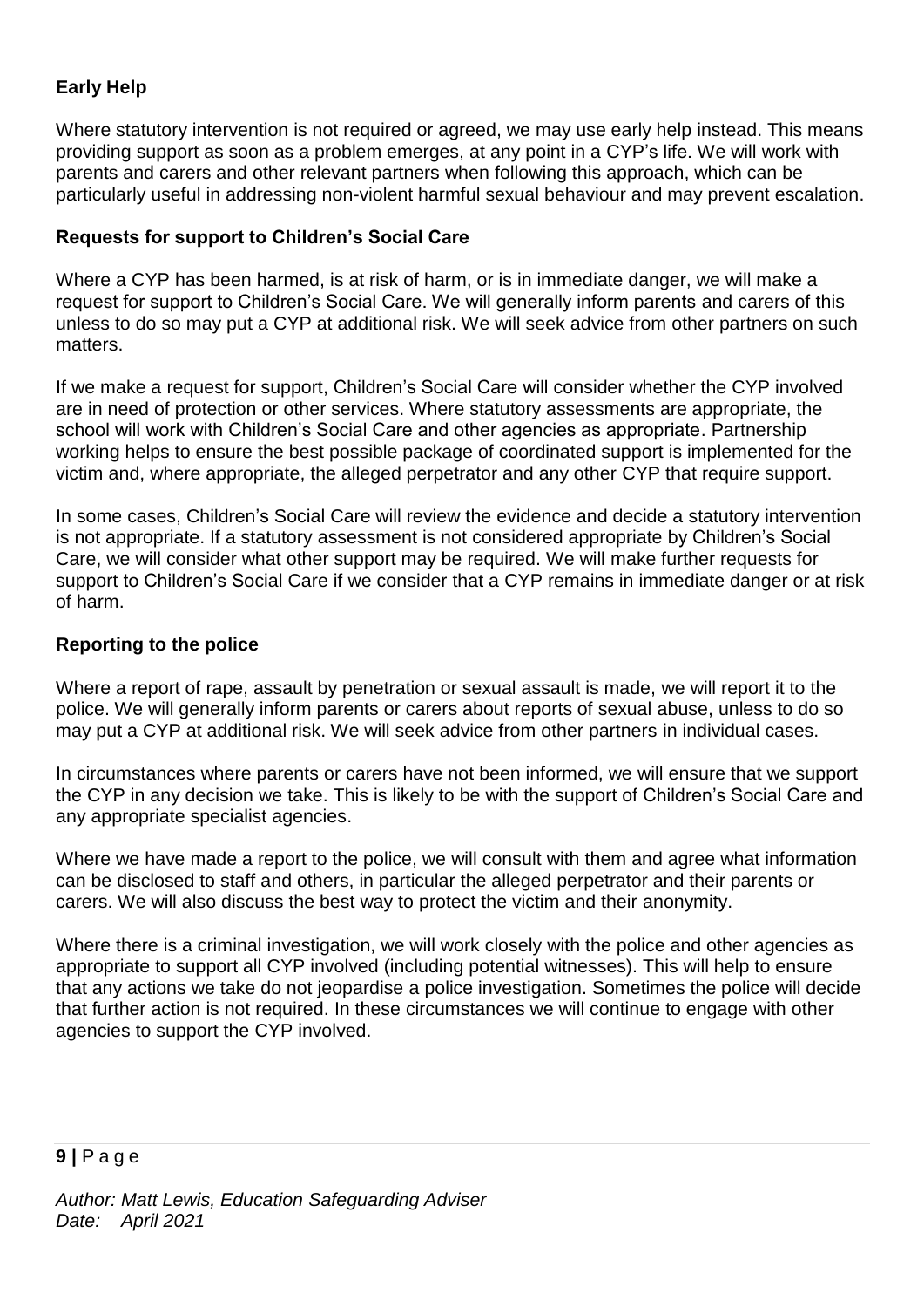**Early Help**

Where statutory intervention is not required or agreed, we may use early help instead. This means providing support as soon as a problem emerges, at any point in a CYP's life. We will work with parents and carers and other relevant partners when following this approach, which can be particularly useful in addressing non-violent harmful sexual behaviour and may prevent escalation.

**Requests for support to Children's Social Care**

Where a CYP has been harmed, is at risk of harm, or is in immediate danger, we will make a request for support to Children's Social Care. We will generally inform parents and carers of this unless to do so may put a CYP at additional risk. We will seek advice from other partners on such matters.

If we make a request for support, Children's Social Care will consider whether the CYP involved are in need of protection or other services. Where statutory assessments are appropriate, the school will work with Children's Social Care and other agencies as appropriate. Partnership working helps to ensure the best possible package of coordinated support is implemented for the victim and, where appropriate, the alleged perpetrator and any other CYP that require support.

In some cases, Children's Social Care will review the evidence and decide a statutory intervention is not appropriate. If a statutory assessment is not considered appropriate by Children's Social Care, we will consider what other support may be required. We will make further requests for support to Children's Social Care if we consider that a CYP remains in immediate danger or at risk of harm.

**Reporting to the police**

Where a report of rape, assault by penetration or sexual assault is made, we will report it to the police. We will generally inform parents or carers about reports of sexual abuse, unless to do so may put a CYP at additional risk. We will seek advice from other partners in individual cases.

In circumstances where parents or carers have not been informed, we will ensure that we support the CYP in any decision we take. This is likely to be with the support of Children's Social Care and any appropriate specialist agencies.

Where we have made a report to the police, we will consult with them and agree what information can be disclosed to staff and others, in particular the alleged perpetrator and their parents or carers. We will also discuss the best way to protect the victim and their anonymity.

Where there is a criminal investigation, we will work closely with the police and other agencies as appropriate to support all CYP involved (including potential witnesses). This will help to ensure that any actions we take do not jeopardise a police investigation. Sometimes the police will decide that further action is not required. In these circumstances we will continue to engage with other agencies to support the CYP involved.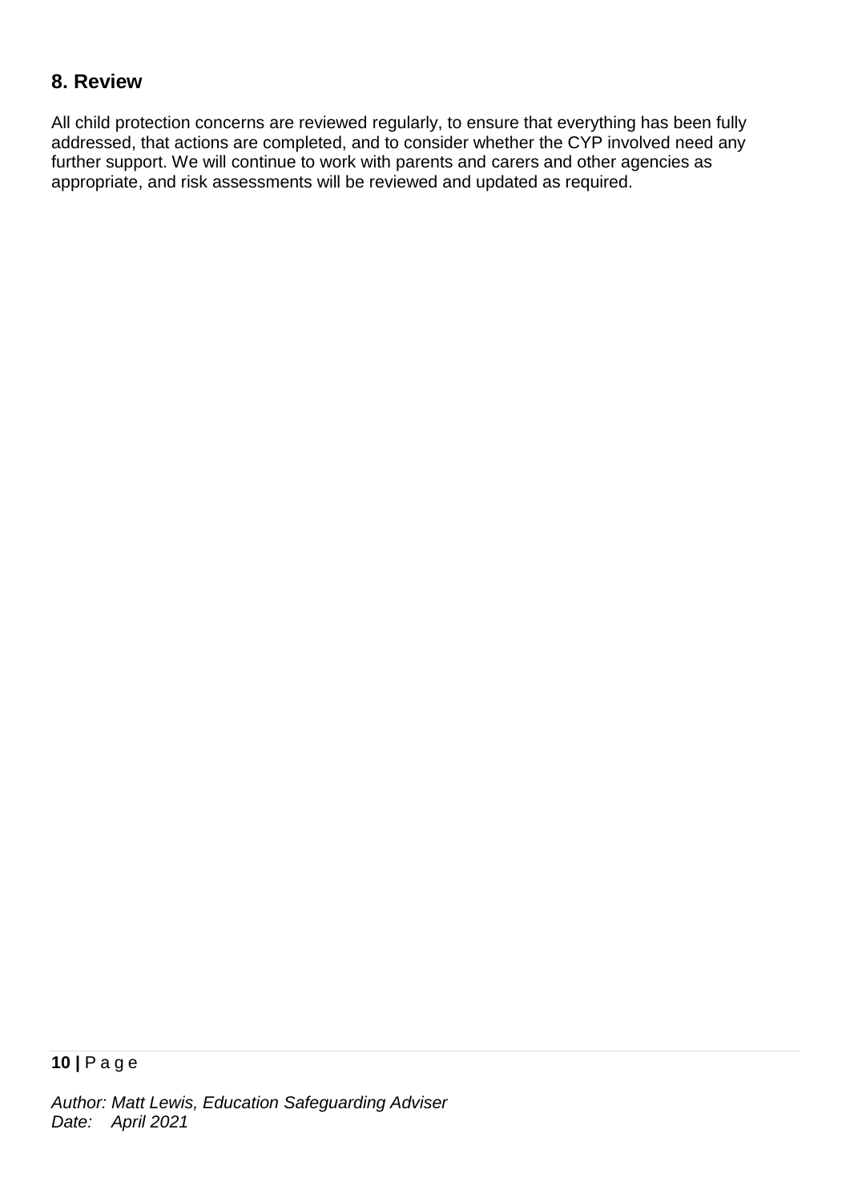## 8. Review

All child protection concerns are reviewed regularly, to ensure that everything has been fully addressed, that actions are completed, and to consider whether the CYP involved need any further support. We will continue to work with parents and carers and other agencies as appropriate, and risk assessments will be reviewed and updated as required.